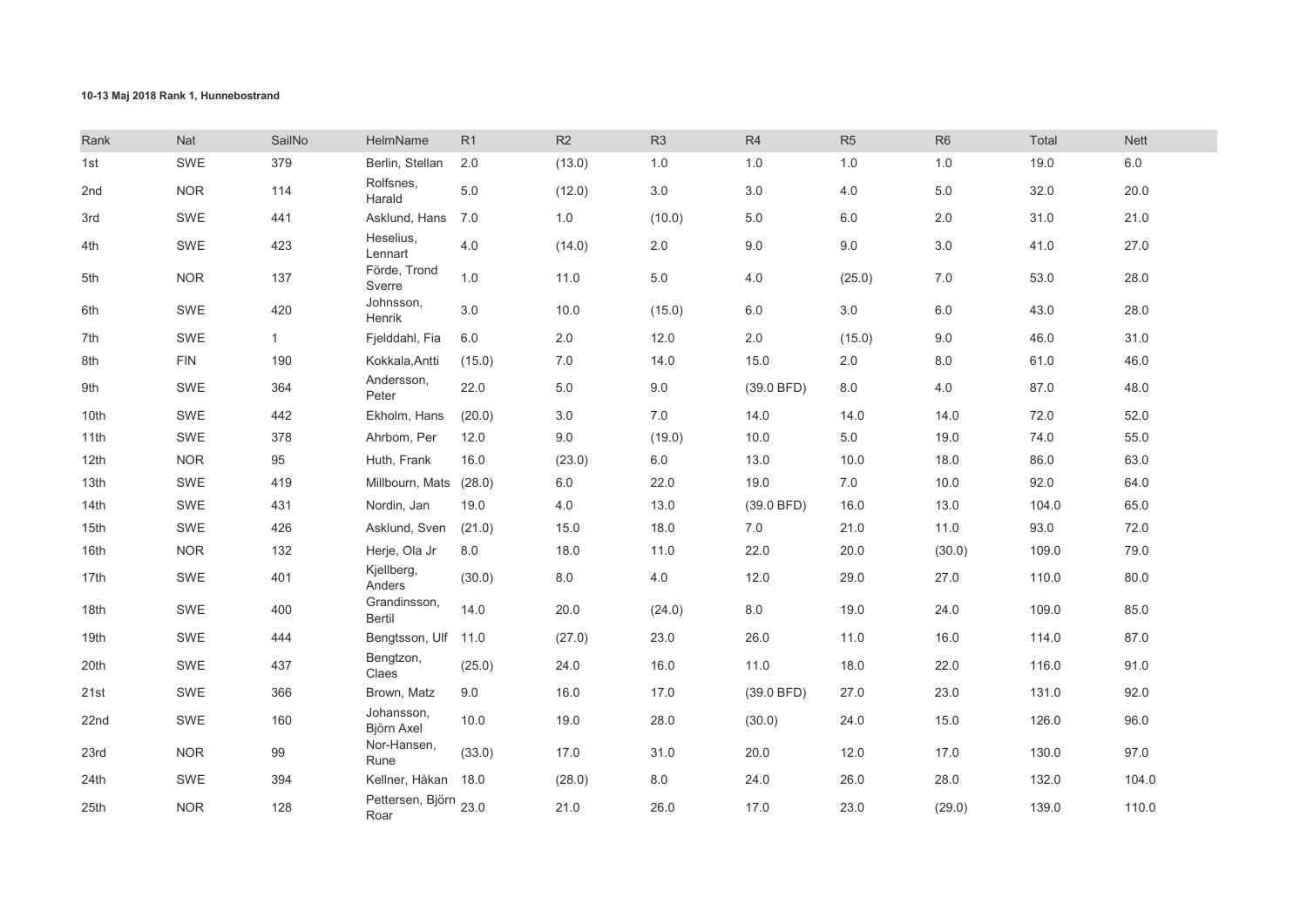**10-13 Maj 2018 Rank 1, Hunnebostrand**

| Rank | Nat | SailNo | HelmName | R1 | R2 | R3 | R4 | R5 | R6 | Total | Nett |
|---|---|---|---|---|---|---|---|---|---|---|---|
| 1st | SWE | 379 | Berlin, Stellan | 2.0 | (13.0) | 1.0 | 1.0 | 1.0 | 1.0 | 19.0 | 6.0 |
| 2nd | NOR | 114 | Rolfsnes, Harald | 5.0 | (12.0) | 3.0 | 3.0 | 4.0 | 5.0 | 32.0 | 20.0 |
| 3rd | SWE | 441 | Asklund, Hans | 7.0 | 1.0 | (10.0) | 5.0 | 6.0 | 2.0 | 31.0 | 21.0 |
| 4th | SWE | 423 | Heselius, Lennart | 4.0 | (14.0) | 2.0 | 9.0 | 9.0 | 3.0 | 41.0 | 27.0 |
| 5th | NOR | 137 | Förde, Trond Sverre | 1.0 | 11.0 | 5.0 | 4.0 | (25.0) | 7.0 | 53.0 | 28.0 |
| 6th | SWE | 420 | Johnsson, Henrik | 3.0 | 10.0 | (15.0) | 6.0 | 3.0 | 6.0 | 43.0 | 28.0 |
| 7th | SWE | 1 | Fjelddahl, Fia | 6.0 | 2.0 | 12.0 | 2.0 | (15.0) | 9.0 | 46.0 | 31.0 |
| 8th | FIN | 190 | Kokkala,Antti | (15.0) | 7.0 | 14.0 | 15.0 | 2.0 | 8.0 | 61.0 | 46.0 |
| 9th | SWE | 364 | Andersson, Peter | 22.0 | 5.0 | 9.0 | (39.0 BFD) | 8.0 | 4.0 | 87.0 | 48.0 |
| 10th | SWE | 442 | Ekholm, Hans | (20.0) | 3.0 | 7.0 | 14.0 | 14.0 | 14.0 | 72.0 | 52.0 |
| 11th | SWE | 378 | Ahrbom, Per | 12.0 | 9.0 | (19.0) | 10.0 | 5.0 | 19.0 | 74.0 | 55.0 |
| 12th | NOR | 95 | Huth, Frank | 16.0 | (23.0) | 6.0 | 13.0 | 10.0 | 18.0 | 86.0 | 63.0 |
| 13th | SWE | 419 | Millbourn, Mats | (28.0) | 6.0 | 22.0 | 19.0 | 7.0 | 10.0 | 92.0 | 64.0 |
| 14th | SWE | 431 | Nordin, Jan | 19.0 | 4.0 | 13.0 | (39.0 BFD) | 16.0 | 13.0 | 104.0 | 65.0 |
| 15th | SWE | 426 | Asklund, Sven | (21.0) | 15.0 | 18.0 | 7.0 | 21.0 | 11.0 | 93.0 | 72.0 |
| 16th | NOR | 132 | Herje, Ola Jr | 8.0 | 18.0 | 11.0 | 22.0 | 20.0 | (30.0) | 109.0 | 79.0 |
| 17th | SWE | 401 | Kjellberg, Anders | (30.0) | 8.0 | 4.0 | 12.0 | 29.0 | 27.0 | 110.0 | 80.0 |
| 18th | SWE | 400 | Grandinsson, Bertil | 14.0 | 20.0 | (24.0) | 8.0 | 19.0 | 24.0 | 109.0 | 85.0 |
| 19th | SWE | 444 | Bengtsson, Ulf | 11.0 | (27.0) | 23.0 | 26.0 | 11.0 | 16.0 | 114.0 | 87.0 |
| 20th | SWE | 437 | Bengtzon, Claes | (25.0) | 24.0 | 16.0 | 11.0 | 18.0 | 22.0 | 116.0 | 91.0 |
| 21st | SWE | 366 | Brown, Matz | 9.0 | 16.0 | 17.0 | (39.0 BFD) | 27.0 | 23.0 | 131.0 | 92.0 |
| 22nd | SWE | 160 | Johansson, Björn Axel | 10.0 | 19.0 | 28.0 | (30.0) | 24.0 | 15.0 | 126.0 | 96.0 |
| 23rd | NOR | 99 | Nor-Hansen, Rune | (33.0) | 17.0 | 31.0 | 20.0 | 12.0 | 17.0 | 130.0 | 97.0 |
| 24th | SWE | 394 | Kellner, Håkan | 18.0 | (28.0) | 8.0 | 24.0 | 26.0 | 28.0 | 132.0 | 104.0 |
| 25th | NOR | 128 | Pettersen, Björn Roar | 23.0 | 21.0 | 26.0 | 17.0 | 23.0 | (29.0) | 139.0 | 110.0 |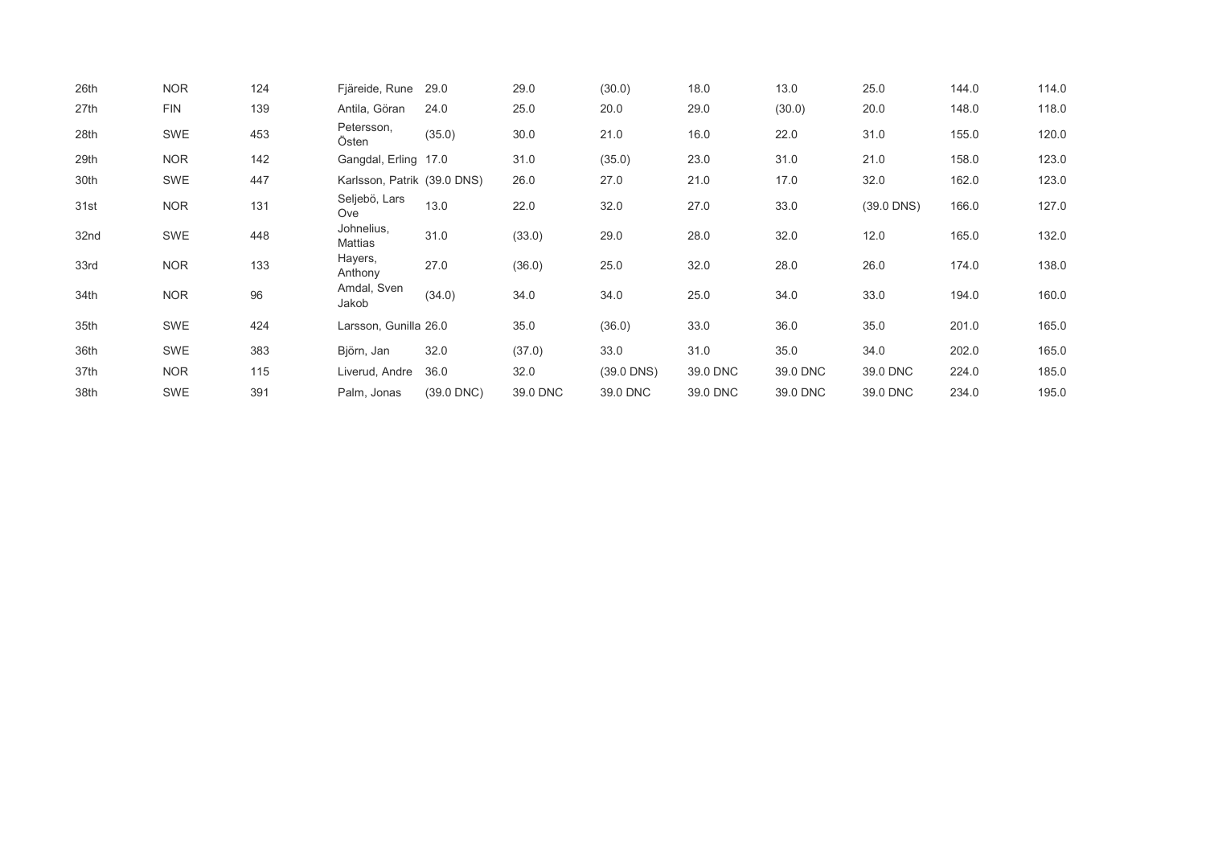| | | | | | | | | | | | |
|---|---|---|---|---|---|---|---|---|---|---|---|
| 26th | NOR | 124 | Fjäreide, Rune | 29.0 | 29.0 | (30.0) | 18.0 | 13.0 | 25.0 | 144.0 | 114.0 |
| 27th | FIN | 139 | Antila, Göran | 24.0 | 25.0 | 20.0 | 29.0 | (30.0) | 20.0 | 148.0 | 118.0 |
| 28th | SWE | 453 | Petersson, Östen | (35.0) | 30.0 | 21.0 | 16.0 | 22.0 | 31.0 | 155.0 | 120.0 |
| 29th | NOR | 142 | Gangdal, Erling | 17.0 | 31.0 | (35.0) | 23.0 | 31.0 | 21.0 | 158.0 | 123.0 |
| 30th | SWE | 447 | Karlsson, Patrik | (39.0 DNS) | 26.0 | 27.0 | 21.0 | 17.0 | 32.0 | 162.0 | 123.0 |
| 31st | NOR | 131 | Seljebö, Lars Ove | 13.0 | 22.0 | 32.0 | 27.0 | 33.0 | (39.0 DNS) | 166.0 | 127.0 |
| 32nd | SWE | 448 | Johnelius, Mattias | 31.0 | (33.0) | 29.0 | 28.0 | 32.0 | 12.0 | 165.0 | 132.0 |
| 33rd | NOR | 133 | Hayers, Anthony | 27.0 | (36.0) | 25.0 | 32.0 | 28.0 | 26.0 | 174.0 | 138.0 |
| 34th | NOR | 96 | Amdal, Sven Jakob | (34.0) | 34.0 | 34.0 | 25.0 | 34.0 | 33.0 | 194.0 | 160.0 |
| 35th | SWE | 424 | Larsson, Gunilla | 26.0 | 35.0 | (36.0) | 33.0 | 36.0 | 35.0 | 201.0 | 165.0 |
| 36th | SWE | 383 | Björn, Jan | 32.0 | (37.0) | 33.0 | 31.0 | 35.0 | 34.0 | 202.0 | 165.0 |
| 37th | NOR | 115 | Liverud, Andre | 36.0 | 32.0 | (39.0 DNS) | 39.0 DNC | 39.0 DNC | 39.0 DNC | 224.0 | 185.0 |
| 38th | SWE | 391 | Palm, Jonas | (39.0 DNC) | 39.0 DNC | 39.0 DNC | 39.0 DNC | 39.0 DNC | 39.0 DNC | 234.0 | 195.0 |